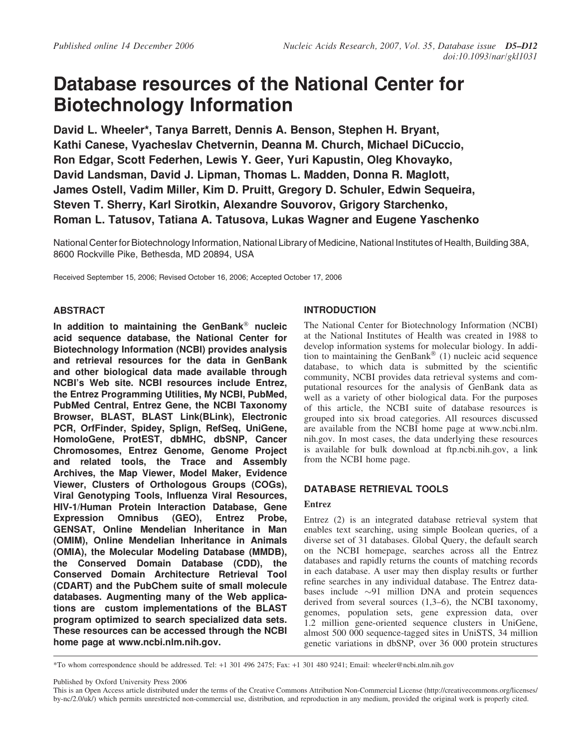Published online 14 December 2006

# Database resources of the National Center for Biotechnology Information

**David L. Wheeler\*, Tanya Barrett, Dennis A. Benson, Stephen H. Bryant, Kathi Canese, Vyacheslav Chetvernin, Deanna M. Church, Michael DiCuccio, Ron Edgar, Scott Federhen, Lewis Y. Geer, Yuri Kapustin, Oleg Khovayko, David Landsman, David J. Lipman, Thomas L. Madden, Donna R. Maglott, James Ostell, Vadim Miller, Kim D. Pruitt, Gregory D. Schuler, Edwin Sequeira, Steven T. Sherry, Karl Sirotkin, Alexandre Souvorov, Grigory Starchenko, Roman L. Tatusov, Tatiana A. Tatusova, Lukas Wagner and Eugene Yaschenko**

National Center for Biotechnology Information, National Library of Medicine, National Institutes of Health, Building 38A, 8600 Rockville Pike, Bethesda, MD 20894, USA

Received September 15, 2006; Revised October 16, 2006; Accepted October 17, 2006

## ABSTRACT

**In addition to maintaining the GenBank® nucleic acid sequence database, the National Center for Biotechnology Information (NCBI) provides analysis and retrieval resources for the data in GenBank and other biological data made available through NCBI's Web site. NCBI resources include Entrez, the Entrez Programming Utilities, My NCBI, PubMed, PubMed Central, Entrez Gene, the NCBI Taxonomy Browser, BLAST, BLAST Link(BLink), Electronic PCR, OrfFinder, Spidey, Splign, RefSeq, UniGene, HomoloGene, ProtEST, dbMHC, dbSNP, Cancer Chromosomes, Entrez Genome, Genome Project and related tools, the Trace and Assembly Archives, the Map Viewer, Model Maker, Evidence Viewer, Clusters of Orthologous Groups (COGs), Viral Genotyping Tools, Influenza Viral Resources, HIV-1/Human Protein Interaction Database, Gene Expression Omnibus (GEO), Entrez Probe, GENSAT, Online Mendelian Inheritance in Man (OMIM), Online Mendelian Inheritance in Animals (OMIA), the Molecular Modeling Database (MMDB), the Conserved Domain Database (CDD), the Conserved Domain Architecture Retrieval Tool (CDART) and the PubChem suite of small molecule databases. Augmenting many of the Web applications are custom implementations of the BLAST program optimized to search specialized data sets. These resources can be accessed through the NCBI home page at www.ncbi.nlm.nih.gov.**

## INTRODUCTION

The National Center for Biotechnology Information (NCBI) at the National Institutes of Health was created in 1988 to develop information systems for molecular biology. In addition to maintaining the GenBank® (1) nucleic acid sequence database, to which data is submitted by the scientific community, NCBI provides data retrieval systems and computational resources for the analysis of GenBank data as well as a variety of other biological data. For the purposes of this article, the NCBI suite of database resources is grouped into six broad categories. All resources discussed are available from the NCBI home page at www.ncbi.nlm.nih.gov. In most cases, the data underlying these resources is available for bulk download at ftp.ncbi.nih.gov, a link from the NCBI home page.

## DATABASE RETRIEVAL TOOLS

### Entrez

Entrez (2) is an integrated database retrieval system that enables text searching, using simple Boolean queries, of a diverse set of 31 databases. Global Query, the default search on the NCBI homepage, searches across all the Entrez databases and rapidly returns the counts of matching records in each database. A user may then display results or further refine searches in any individual database. The Entrez databases include ∼91 million DNA and protein sequences derived from several sources (1,3–6), the NCBI taxonomy, genomes, population sets, gene expression data, over 1.2 million gene-oriented sequence clusters in UniGene, almost 500 000 sequence-tagged sites in UniSTS, 34 million genetic variations in dbSNP, over 36 000 protein structures

\*To whom correspondence should be addressed. Tel: +1 301 496 2475; Fax: +1 301 480 9241; Email: wheeler@ncbi.nlm.nih.gov

Published by Oxford University Press 2006

This is an Open Access article distributed under the terms of the Creative Commons Attribution Non-Commercial License (http://creativecommons.org/licenses/by-nc/2.0/uk/) which permits unrestricted non-commercial use, distribution, and reproduction in any medium, provided the original work is properly cited.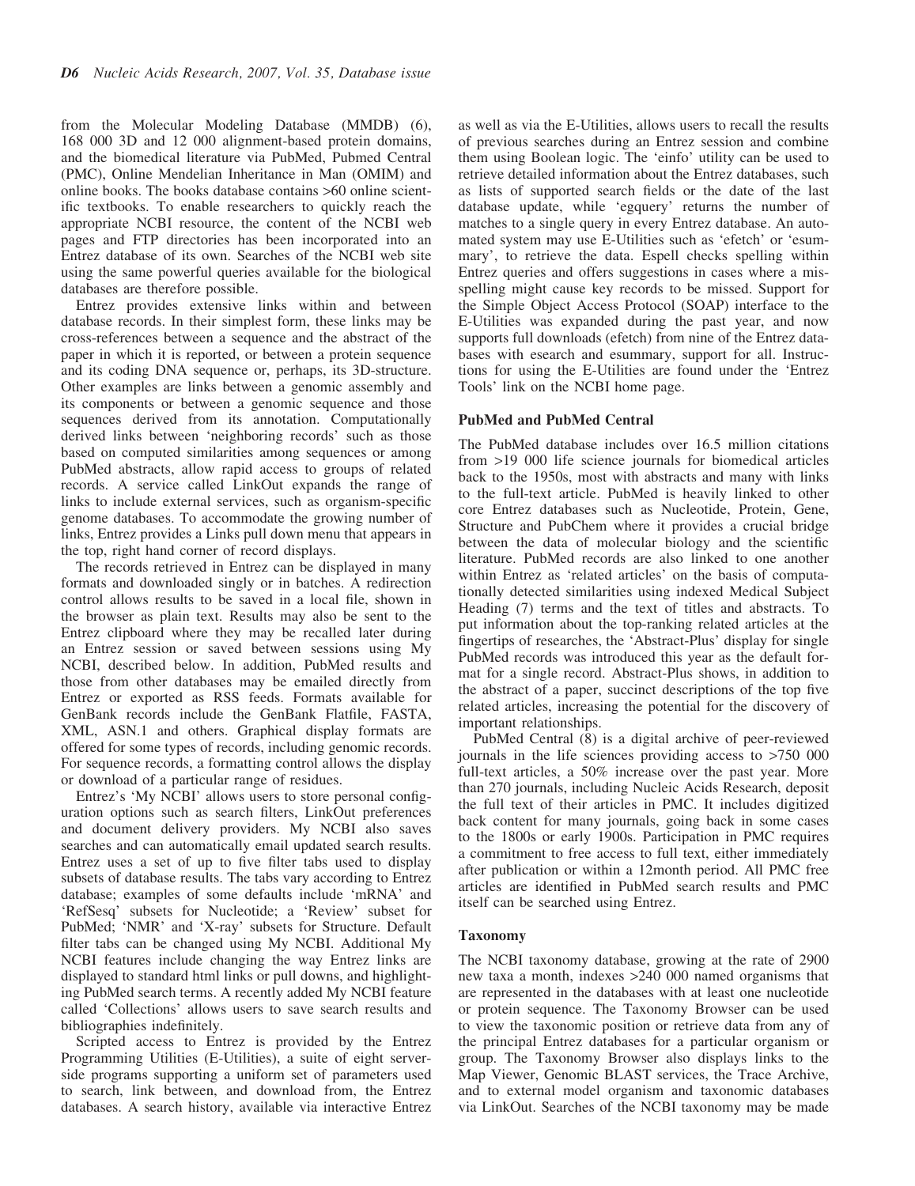from the Molecular Modeling Database (MMDB) (6), 168 000 3D and 12 000 alignment-based protein domains, and the biomedical literature via PubMed, Pubmed Central (PMC), Online Mendelian Inheritance in Man (OMIM) and online books. The books database contains >60 online scientific textbooks. To enable researchers to quickly reach the appropriate NCBI resource, the content of the NCBI web pages and FTP directories has been incorporated into an Entrez database of its own. Searches of the NCBI web site using the same powerful queries available for the biological databases are therefore possible.

Entrez provides extensive links within and between database records. In their simplest form, these links may be cross-references between a sequence and the abstract of the paper in which it is reported, or between a protein sequence and its coding DNA sequence or, perhaps, its 3D-structure. Other examples are links between a genomic assembly and its components or between a genomic sequence and those sequences derived from its annotation. Computationally derived links between 'neighboring records' such as those based on computed similarities among sequences or among PubMed abstracts, allow rapid access to groups of related records. A service called LinkOut expands the range of links to include external services, such as organism-specific genome databases. To accommodate the growing number of links, Entrez provides a Links pull down menu that appears in the top, right hand corner of record displays.

The records retrieved in Entrez can be displayed in many formats and downloaded singly or in batches. A redirection control allows results to be saved in a local file, shown in the browser as plain text. Results may also be sent to the Entrez clipboard where they may be recalled later during an Entrez session or saved between sessions using My NCBI, described below. In addition, PubMed results and those from other databases may be emailed directly from Entrez or exported as RSS feeds. Formats available for GenBank records include the GenBank Flatfile, FASTA, XML, ASN.1 and others. Graphical display formats are offered for some types of records, including genomic records. For sequence records, a formatting control allows the display or download of a particular range of residues.

Entrez's 'My NCBI' allows users to store personal configuration options such as search filters, LinkOut preferences and document delivery providers. My NCBI also saves searches and can automatically email updated search results. Entrez uses a set of up to five filter tabs used to display subsets of database results. The tabs vary according to Entrez database; examples of some defaults include 'mRNA' and 'RefSesq' subsets for Nucleotide; a 'Review' subset for PubMed; 'NMR' and 'X-ray' subsets for Structure. Default filter tabs can be changed using My NCBI. Additional My NCBI features include changing the way Entrez links are displayed to standard html links or pull downs, and highlighting PubMed search terms. A recently added My NCBI feature called 'Collections' allows users to save search results and bibliographies indefinitely.

Scripted access to Entrez is provided by the Entrez Programming Utilities (E-Utilities), a suite of eight server-side programs supporting a uniform set of parameters used to search, link between, and download from, the Entrez databases. A search history, available via interactive Entrez as well as via the E-Utilities, allows users to recall the results of previous searches during an Entrez session and combine them using Boolean logic. The 'einfo' utility can be used to retrieve detailed information about the Entrez databases, such as lists of supported search fields or the date of the last database update, while 'egquery' returns the number of matches to a single query in every Entrez database. An automated system may use E-Utilities such as 'efetch' or 'esummary', to retrieve the data. Espell checks spelling within Entrez queries and offers suggestions in cases where a misspelling might cause key records to be missed. Support for the Simple Object Access Protocol (SOAP) interface to the E-Utilities was expanded during the past year, and now supports full downloads (efetch) from nine of the Entrez databases with esearch and esummary, support for all. Instructions for using the E-Utilities are found under the 'Entrez Tools' link on the NCBI home page.

### PubMed and PubMed Central

The PubMed database includes over 16.5 million citations from >19 000 life science journals for biomedical articles back to the 1950s, most with abstracts and many with links to the full-text article. PubMed is heavily linked to other core Entrez databases such as Nucleotide, Protein, Gene, Structure and PubChem where it provides a crucial bridge between the data of molecular biology and the scientific literature. PubMed records are also linked to one another within Entrez as 'related articles' on the basis of computationally detected similarities using indexed Medical Subject Heading (7) terms and the text of titles and abstracts. To put information about the top-ranking related articles at the fingertips of researches, the 'Abstract-Plus' display for single PubMed records was introduced this year as the default format for a single record. Abstract-Plus shows, in addition to the abstract of a paper, succinct descriptions of the top five related articles, increasing the potential for the discovery of important relationships.

PubMed Central (8) is a digital archive of peer-reviewed journals in the life sciences providing access to >750 000 full-text articles, a 50% increase over the past year. More than 270 journals, including Nucleic Acids Research, deposit the full text of their articles in PMC. It includes digitized back content for many journals, going back in some cases to the 1800s or early 1900s. Participation in PMC requires a commitment to free access to full text, either immediately after publication or within a 12month period. All PMC free articles are identified in PubMed search results and PMC itself can be searched using Entrez.

### Taxonomy

The NCBI taxonomy database, growing at the rate of 2900 new taxa a month, indexes >240 000 named organisms that are represented in the databases with at least one nucleotide or protein sequence. The Taxonomy Browser can be used to view the taxonomic position or retrieve data from any of the principal Entrez databases for a particular organism or group. The Taxonomy Browser also displays links to the Map Viewer, Genomic BLAST services, the Trace Archive, and to external model organism and taxonomic databases via LinkOut. Searches of the NCBI taxonomy may be made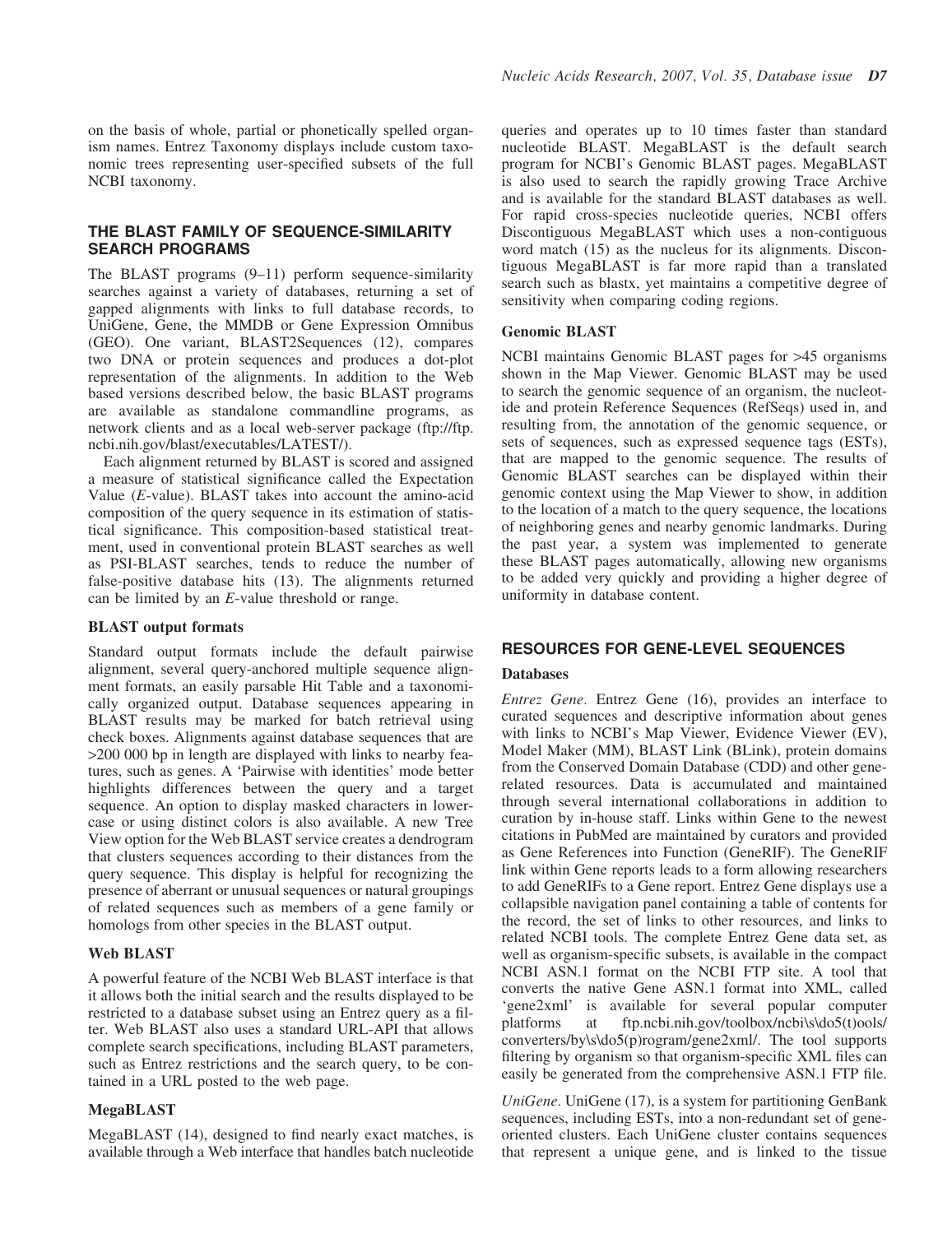on the basis of whole, partial or phonetically spelled organism names. Entrez Taxonomy displays include custom taxonomic trees representing user-specified subsets of the full NCBI taxonomy.

## THE BLAST FAMILY OF SEQUENCE-SIMILARITY SEARCH PROGRAMS

The BLAST programs (9–11) perform sequence-similarity searches against a variety of databases, returning a set of gapped alignments with links to full database records, to UniGene, Gene, the MMDB or Gene Expression Omnibus (GEO). One variant, BLAST2Sequences (12), compares two DNA or protein sequences and produces a dot-plot representation of the alignments. In addition to the Web based versions described below, the basic BLAST programs are available as standalone commandline programs, as network clients and as a local web-server package (ftp://ftp.ncbi.nih.gov/blast/executables/LATEST/).

Each alignment returned by BLAST is scored and assigned a measure of statistical significance called the Expectation Value (*E*-value). BLAST takes into account the amino-acid composition of the query sequence in its estimation of statistical significance. This composition-based statistical treatment, used in conventional protein BLAST searches as well as PSI-BLAST searches, tends to reduce the number of false-positive database hits (13). The alignments returned can be limited by an *E*-value threshold or range.

### BLAST output formats

Standard output formats include the default pairwise alignment, several query-anchored multiple sequence alignment formats, an easily parsable Hit Table and a taxonomically organized output. Database sequences appearing in BLAST results may be marked for batch retrieval using check boxes. Alignments against database sequences that are >200 000 bp in length are displayed with links to nearby features, such as genes. A 'Pairwise with identities' mode better highlights differences between the query and a target sequence. An option to display masked characters in lowercase or using distinct colors is also available. A new Tree View option for the Web BLAST service creates a dendrogram that clusters sequences according to their distances from the query sequence. This display is helpful for recognizing the presence of aberrant or unusual sequences or natural groupings of related sequences such as members of a gene family or homologs from other species in the BLAST output.

### Web BLAST

A powerful feature of the NCBI Web BLAST interface is that it allows both the initial search and the results displayed to be restricted to a database subset using an Entrez query as a filter. Web BLAST also uses a standard URL-API that allows complete search specifications, including BLAST parameters, such as Entrez restrictions and the search query, to be contained in a URL posted to the web page.

### MegaBLAST

MegaBLAST (14), designed to find nearly exact matches, is available through a Web interface that handles batch nucleotide queries and operates up to 10 times faster than standard nucleotide BLAST. MegaBLAST is the default search program for NCBI's Genomic BLAST pages. MegaBLAST is also used to search the rapidly growing Trace Archive and is available for the standard BLAST databases as well. For rapid cross-species nucleotide queries, NCBI offers Discontiguous MegaBLAST which uses a non-contiguous word match (15) as the nucleus for its alignments. Discontiguous MegaBLAST is far more rapid than a translated search such as blastx, yet maintains a competitive degree of sensitivity when comparing coding regions.

### Genomic BLAST

NCBI maintains Genomic BLAST pages for >45 organisms shown in the Map Viewer. Genomic BLAST may be used to search the genomic sequence of an organism, the nucleotide and protein Reference Sequences (RefSeqs) used in, and resulting from, the annotation of the genomic sequence, or sets of sequences, such as expressed sequence tags (ESTs), that are mapped to the genomic sequence. The results of Genomic BLAST searches can be displayed within their genomic context using the Map Viewer to show, in addition to the location of a match to the query sequence, the locations of neighboring genes and nearby genomic landmarks. During the past year, a system was implemented to generate these BLAST pages automatically, allowing new organisms to be added very quickly and providing a higher degree of uniformity in database content.

## RESOURCES FOR GENE-LEVEL SEQUENCES

### Databases

*Entrez Gene.* Entrez Gene (16), provides an interface to curated sequences and descriptive information about genes with links to NCBI's Map Viewer, Evidence Viewer (EV), Model Maker (MM), BLAST Link (BLink), protein domains from the Conserved Domain Database (CDD) and other gene-related resources. Data is accumulated and maintained through several international collaborations in addition to curation by in-house staff. Links within Gene to the newest citations in PubMed are maintained by curators and provided as Gene References into Function (GeneRIF). The GeneRIF link within Gene reports leads to a form allowing researchers to add GeneRIFs to a Gene report. Entrez Gene displays use a collapsible navigation panel containing a table of contents for the record, the set of links to other resources, and links to related NCBI tools. The complete Entrez Gene data set, as well as organism-specific subsets, is available in the compact NCBI ASN.1 format on the NCBI FTP site. A tool that converts the native Gene ASN.1 format into XML, called 'gene2xml' is available for several popular computer platforms at ftp.ncbi.nih.gov/toolbox/ncbi\s\do5(t)ools/converters/by\s\do5(p)rogram/gene2xml/. The tool supports filtering by organism so that organism-specific XML files can easily be generated from the comprehensive ASN.1 FTP file.

*UniGene.* UniGene (17), is a system for partitioning GenBank sequences, including ESTs, into a non-redundant set of gene-oriented clusters. Each UniGene cluster contains sequences that represent a unique gene, and is linked to the tissue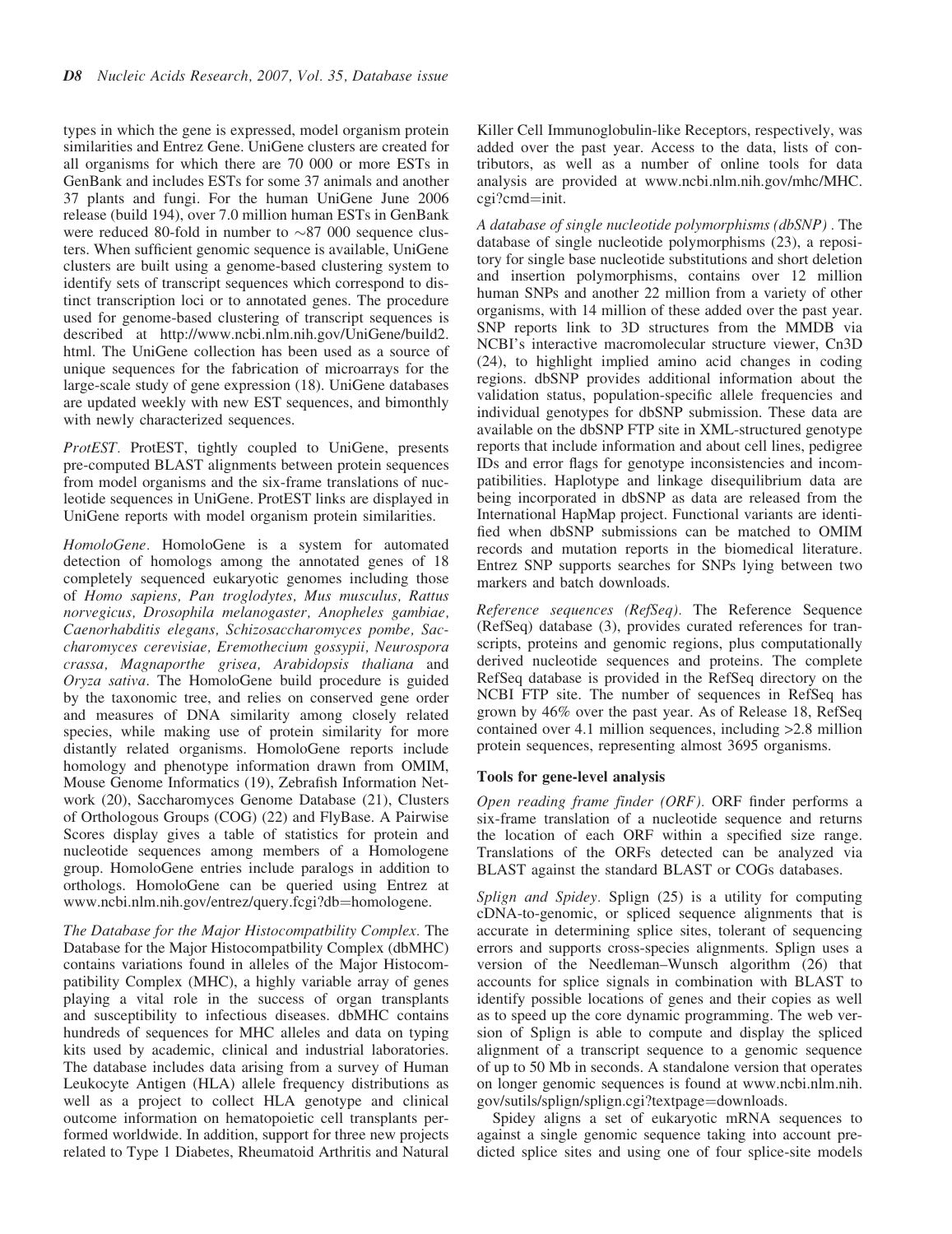types in which the gene is expressed, model organism protein similarities and Entrez Gene. UniGene clusters are created for all organisms for which there are 70 000 or more ESTs in GenBank and includes ESTs for some 37 animals and another 37 plants and fungi. For the human UniGene June 2006 release (build 194), over 7.0 million human ESTs in GenBank were reduced 80-fold in number to ~87 000 sequence clusters. When sufficient genomic sequence is available, UniGene clusters are built using a genome-based clustering system to identify sets of transcript sequences which correspond to distinct transcription loci or to annotated genes. The procedure used for genome-based clustering of transcript sequences is described at http://www.ncbi.nlm.nih.gov/UniGene/build2.html. The UniGene collection has been used as a source of unique sequences for the fabrication of microarrays for the large-scale study of gene expression (18). UniGene databases are updated weekly with new EST sequences, and bimonthly with newly characterized sequences.

*ProtEST.* ProtEST, tightly coupled to UniGene, presents pre-computed BLAST alignments between protein sequences from model organisms and the six-frame translations of nucleotide sequences in UniGene. ProtEST links are displayed in UniGene reports with model organism protein similarities.

*HomoloGene.* HomoloGene is a system for automated detection of homologs among the annotated genes of 18 completely sequenced eukaryotic genomes including those of *Homo sapiens, Pan troglodytes, Mus musculus, Rattus norvegicus, Drosophila melanogaster, Anopheles gambiae, Caenorhabditis elegans, Schizosaccharomyces pombe, Saccharomyces cerevisiae, Eremothecium gossypii, Neurospora crassa, Magnaporthe grisea, Arabidopsis thaliana* and *Oryza sativa*. The HomoloGene build procedure is guided by the taxonomic tree, and relies on conserved gene order and measures of DNA similarity among closely related species, while making use of protein similarity for more distantly related organisms. HomoloGene reports include homology and phenotype information drawn from OMIM, Mouse Genome Informatics (19), Zebrafish Information Network (20), Saccharomyces Genome Database (21), Clusters of Orthologous Groups (COG) (22) and FlyBase. A Pairwise Scores display gives a table of statistics for protein and nucleotide sequences among members of a Homologene group. HomoloGene entries include paralogs in addition to orthologs. HomoloGene can be queried using Entrez at www.ncbi.nlm.nih.gov/entrez/query.fcgi?db=homologene.

*The Database for the Major Histocompatbility Complex.* The Database for the Major Histocompatbility Complex (dbMHC) contains variations found in alleles of the Major Histocompatibility Complex (MHC), a highly variable array of genes playing a vital role in the success of organ transplants and susceptibility to infectious diseases. dbMHC contains hundreds of sequences for MHC alleles and data on typing kits used by academic, clinical and industrial laboratories. The database includes data arising from a survey of Human Leukocyte Antigen (HLA) allele frequency distributions as well as a project to collect HLA genotype and clinical outcome information on hematopoietic cell transplants performed worldwide. In addition, support for three new projects related to Type 1 Diabetes, Rheumatoid Arthritis and Natural Killer Cell Immunoglobulin-like Receptors, respectively, was added over the past year. Access to the data, lists of contributors, as well as a number of online tools for data analysis are provided at www.ncbi.nlm.nih.gov/mhc/MHC.cgi?cmd=init.

*A database of single nucleotide polymorphisms (dbSNP) .* The database of single nucleotide polymorphisms (23), a repository for single base nucleotide substitutions and short deletion and insertion polymorphisms, contains over 12 million human SNPs and another 22 million from a variety of other organisms, with 14 million of these added over the past year. SNP reports link to 3D structures from the MMDB via NCBI's interactive macromolecular structure viewer, Cn3D (24), to highlight implied amino acid changes in coding regions. dbSNP provides additional information about the validation status, population-specific allele frequencies and individual genotypes for dbSNP submission. These data are available on the dbSNP FTP site in XML-structured genotype reports that include information and about cell lines, pedigree IDs and error flags for genotype inconsistencies and incompatibilities. Haplotype and linkage disequilibrium data are being incorporated in dbSNP as data are released from the International HapMap project. Functional variants are identified when dbSNP submissions can be matched to OMIM records and mutation reports in the biomedical literature. Entrez SNP supports searches for SNPs lying between two markers and batch downloads.

*Reference sequences (RefSeq).* The Reference Sequence (RefSeq) database (3), provides curated references for transcripts, proteins and genomic regions, plus computationally derived nucleotide sequences and proteins. The complete RefSeq database is provided in the RefSeq directory on the NCBI FTP site. The number of sequences in RefSeq has grown by 46% over the past year. As of Release 18, RefSeq contained over 4.1 million sequences, including >2.8 million protein sequences, representing almost 3695 organisms.

### Tools for gene-level analysis

*Open reading frame finder (ORF).* ORF finder performs a six-frame translation of a nucleotide sequence and returns the location of each ORF within a specified size range. Translations of the ORFs detected can be analyzed via BLAST against the standard BLAST or COGs databases.

*Splign and Spidey.* Splign (25) is a utility for computing cDNA-to-genomic, or spliced sequence alignments that is accurate in determining splice sites, tolerant of sequencing errors and supports cross-species alignments. Splign uses a version of the Needleman–Wunsch algorithm (26) that accounts for splice signals in combination with BLAST to identify possible locations of genes and their copies as well as to speed up the core dynamic programming. The web version of Splign is able to compute and display the spliced alignment of a transcript sequence to a genomic sequence of up to 50 Mb in seconds. A standalone version that operates on longer genomic sequences is found at www.ncbi.nlm.nih.gov/sutils/splign/splign.cgi?textpage=downloads.

Spidey aligns a set of eukaryotic mRNA sequences to against a single genomic sequence taking into account predicted splice sites and using one of four splice-site models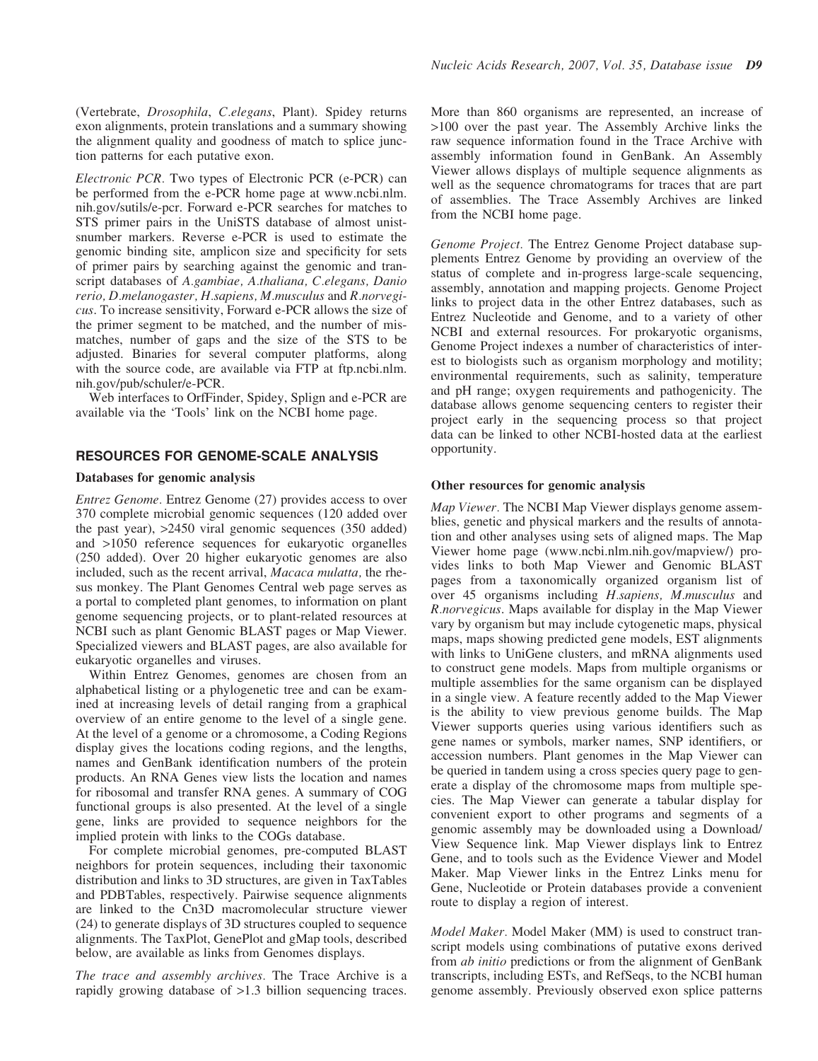(Vertebrate, *Drosophila*, *C.elegans*, Plant). Spidey returns exon alignments, protein translations and a summary showing the alignment quality and goodness of match to splice junction patterns for each putative exon.

*Electronic PCR.* Two types of Electronic PCR (e-PCR) can be performed from the e-PCR home page at www.ncbi.nlm.nih.gov/sutils/e-pcr. Forward e-PCR searches for matches to STS primer pairs in the UniSTS database of almost unistsnumber markers. Reverse e-PCR is used to estimate the genomic binding site, amplicon size and specificity for sets of primer pairs by searching against the genomic and transcript databases of *A.gambiae, A.thaliana, C.elegans, Danio rerio, D.melanogaster, H.sapiens, M.musculus* and *R.norvegicus*. To increase sensitivity, Forward e-PCR allows the size of the primer segment to be matched, and the number of mismatches, number of gaps and the size of the STS to be adjusted. Binaries for several computer platforms, along with the source code, are available via FTP at ftp.ncbi.nlm.nih.gov/pub/schuler/e-PCR.

Web interfaces to OrfFinder, Spidey, Splign and e-PCR are available via the 'Tools' link on the NCBI home page.

## RESOURCES FOR GENOME-SCALE ANALYSIS

### Databases for genomic analysis

*Entrez Genome.* Entrez Genome (27) provides access to over 370 complete microbial genomic sequences (120 added over the past year), >2450 viral genomic sequences (350 added) and >1050 reference sequences for eukaryotic organelles (250 added). Over 20 higher eukaryotic genomes are also included, such as the recent arrival, *Macaca mulatta,* the rhesus monkey. The Plant Genomes Central web page serves as a portal to completed plant genomes, to information on plant genome sequencing projects, or to plant-related resources at NCBI such as plant Genomic BLAST pages or Map Viewer. Specialized viewers and BLAST pages, are also available for eukaryotic organelles and viruses.

Within Entrez Genomes, genomes are chosen from an alphabetical listing or a phylogenetic tree and can be examined at increasing levels of detail ranging from a graphical overview of an entire genome to the level of a single gene. At the level of a genome or a chromosome, a Coding Regions display gives the locations coding regions, and the lengths, names and GenBank identification numbers of the protein products. An RNA Genes view lists the location and names for ribosomal and transfer RNA genes. A summary of COG functional groups is also presented. At the level of a single gene, links are provided to sequence neighbors for the implied protein with links to the COGs database.

For complete microbial genomes, pre-computed BLAST neighbors for protein sequences, including their taxonomic distribution and links to 3D structures, are given in TaxTables and PDBTables, respectively. Pairwise sequence alignments are linked to the Cn3D macromolecular structure viewer (24) to generate displays of 3D structures coupled to sequence alignments. The TaxPlot, GenePlot and gMap tools, described below, are available as links from Genomes displays.

*The trace and assembly archives.* The Trace Archive is a rapidly growing database of >1.3 billion sequencing traces. More than 860 organisms are represented, an increase of >100 over the past year. The Assembly Archive links the raw sequence information found in the Trace Archive with assembly information found in GenBank. An Assembly Viewer allows displays of multiple sequence alignments as well as the sequence chromatograms for traces that are part of assemblies. The Trace Assembly Archives are linked from the NCBI home page.

*Genome Project.* The Entrez Genome Project database supplements Entrez Genome by providing an overview of the status of complete and in-progress large-scale sequencing, assembly, annotation and mapping projects. Genome Project links to project data in the other Entrez databases, such as Entrez Nucleotide and Genome, and to a variety of other NCBI and external resources. For prokaryotic organisms, Genome Project indexes a number of characteristics of interest to biologists such as organism morphology and motility; environmental requirements, such as salinity, temperature and pH range; oxygen requirements and pathogenicity. The database allows genome sequencing centers to register their project early in the sequencing process so that project data can be linked to other NCBI-hosted data at the earliest opportunity.

### Other resources for genomic analysis

*Map Viewer.* The NCBI Map Viewer displays genome assemblies, genetic and physical markers and the results of annotation and other analyses using sets of aligned maps. The Map Viewer home page (www.ncbi.nlm.nih.gov/mapview/) provides links to both Map Viewer and Genomic BLAST pages from a taxonomically organized organism list of over 45 organisms including *H.sapiens, M.musculus* and *R.norvegicus*. Maps available for display in the Map Viewer vary by organism but may include cytogenetic maps, physical maps, maps showing predicted gene models, EST alignments with links to UniGene clusters, and mRNA alignments used to construct gene models. Maps from multiple organisms or multiple assemblies for the same organism can be displayed in a single view. A feature recently added to the Map Viewer is the ability to view previous genome builds. The Map Viewer supports queries using various identifiers such as gene names or symbols, marker names, SNP identifiers, or accession numbers. Plant genomes in the Map Viewer can be queried in tandem using a cross species query page to generate a display of the chromosome maps from multiple species. The Map Viewer can generate a tabular display for convenient export to other programs and segments of a genomic assembly may be downloaded using a Download/View Sequence link. Map Viewer displays link to Entrez Gene, and to tools such as the Evidence Viewer and Model Maker. Map Viewer links in the Entrez Links menu for Gene, Nucleotide or Protein databases provide a convenient route to display a region of interest.

*Model Maker.* Model Maker (MM) is used to construct transcript models using combinations of putative exons derived from *ab initio* predictions or from the alignment of GenBank transcripts, including ESTs, and RefSeqs, to the NCBI human genome assembly. Previously observed exon splice patterns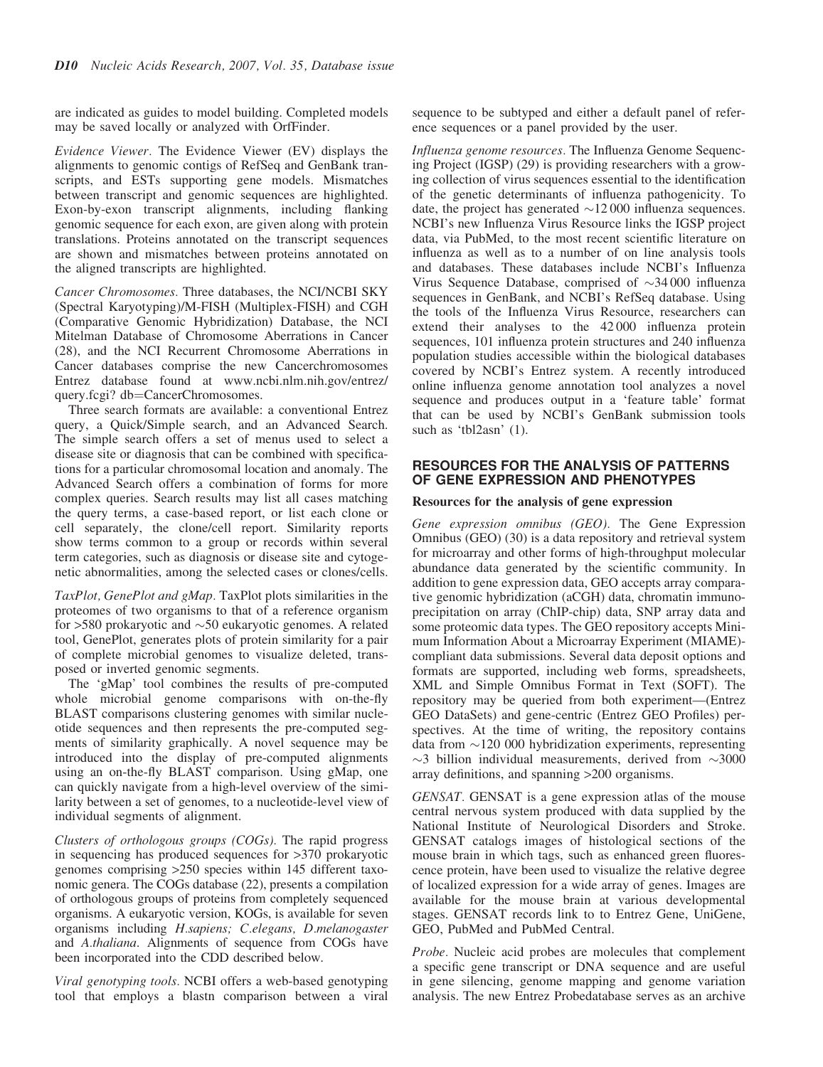are indicated as guides to model building. Completed models may be saved locally or analyzed with OrfFinder.

*Evidence Viewer*. The Evidence Viewer (EV) displays the alignments to genomic contigs of RefSeq and GenBank transcripts, and ESTs supporting gene models. Mismatches between transcript and genomic sequences are highlighted. Exon-by-exon transcript alignments, including flanking genomic sequence for each exon, are given along with protein translations. Proteins annotated on the transcript sequences are shown and mismatches between proteins annotated on the aligned transcripts are highlighted.

*Cancer Chromosomes*. Three databases, the NCI/NCBI SKY (Spectral Karyotyping)/M-FISH (Multiplex-FISH) and CGH (Comparative Genomic Hybridization) Database, the NCI Mitelman Database of Chromosome Aberrations in Cancer (28), and the NCI Recurrent Chromosome Aberrations in Cancer databases comprise the new Cancerchromosomes Entrez database found at www.ncbi.nlm.nih.gov/entrez/query.fcgi? db=CancerChromosomes.

Three search formats are available: a conventional Entrez query, a Quick/Simple search, and an Advanced Search. The simple search offers a set of menus used to select a disease site or diagnosis that can be combined with specifications for a particular chromosomal location and anomaly. The Advanced Search offers a combination of forms for more complex queries. Search results may list all cases matching the query terms, a case-based report, or list each clone or cell separately, the clone/cell report. Similarity reports show terms common to a group or records within several term categories, such as diagnosis or disease site and cytogenetic abnormalities, among the selected cases or clones/cells.

*TaxPlot, GenePlot and gMap*. TaxPlot plots similarities in the proteomes of two organisms to that of a reference organism for >580 prokaryotic and ~50 eukaryotic genomes. A related tool, GenePlot, generates plots of protein similarity for a pair of complete microbial genomes to visualize deleted, transposed or inverted genomic segments.

The 'gMap' tool combines the results of pre-computed whole microbial genome comparisons with on-the-fly BLAST comparisons clustering genomes with similar nucleotide sequences and then represents the pre-computed segments of similarity graphically. A novel sequence may be introduced into the display of pre-computed alignments using an on-the-fly BLAST comparison. Using gMap, one can quickly navigate from a high-level overview of the similarity between a set of genomes, to a nucleotide-level view of individual segments of alignment.

*Clusters of orthologous groups (COGs)*. The rapid progress in sequencing has produced sequences for >370 prokaryotic genomes comprising >250 species within 145 different taxonomic genera. The COGs database (22), presents a compilation of orthologous groups of proteins from completely sequenced organisms. A eukaryotic version, KOGs, is available for seven organisms including *H.sapiens; C.elegans, D.melanogaster* and *A.thaliana*. Alignments of sequence from COGs have been incorporated into the CDD described below.

*Viral genotyping tools*. NCBI offers a web-based genotyping tool that employs a blastn comparison between a viral sequence to be subtyped and either a default panel of reference sequences or a panel provided by the user.

*Influenza genome resources*. The Influenza Genome Sequencing Project (IGSP) (29) is providing researchers with a growing collection of virus sequences essential to the identification of the genetic determinants of influenza pathogenicity. To date, the project has generated ~12 000 influenza sequences. NCBI's new Influenza Virus Resource links the IGSP project data, via PubMed, to the most recent scientific literature on influenza as well as to a number of on line analysis tools and databases. These databases include NCBI's Influenza Virus Sequence Database, comprised of ~34 000 influenza sequences in GenBank, and NCBI's RefSeq database. Using the tools of the Influenza Virus Resource, researchers can extend their analyses to the 42 000 influenza protein sequences, 101 influenza protein structures and 240 influenza population studies accessible within the biological databases covered by NCBI's Entrez system. A recently introduced online influenza genome annotation tool analyzes a novel sequence and produces output in a 'feature table' format that can be used by NCBI's GenBank submission tools such as 'tbl2asn' (1).

## RESOURCES FOR THE ANALYSIS OF PATTERNS OF GENE EXPRESSION AND PHENOTYPES

### Resources for the analysis of gene expression

*Gene expression omnibus (GEO)*. The Gene Expression Omnibus (GEO) (30) is a data repository and retrieval system for microarray and other forms of high-throughput molecular abundance data generated by the scientific community. In addition to gene expression data, GEO accepts array comparative genomic hybridization (aCGH) data, chromatin immunoprecipitation on array (ChIP-chip) data, SNP array data and some proteomic data types. The GEO repository accepts Minimum Information About a Microarray Experiment (MIAME)-compliant data submissions. Several data deposit options and formats are supported, including web forms, spreadsheets, XML and Simple Omnibus Format in Text (SOFT). The repository may be queried from both experiment—(Entrez GEO DataSets) and gene-centric (Entrez GEO Profiles) perspectives. At the time of writing, the repository contains data from ~120 000 hybridization experiments, representing ~3 billion individual measurements, derived from ~3000 array definitions, and spanning >200 organisms.

*GENSAT*. GENSAT is a gene expression atlas of the mouse central nervous system produced with data supplied by the National Institute of Neurological Disorders and Stroke. GENSAT catalogs images of histological sections of the mouse brain in which tags, such as enhanced green fluorescence protein, have been used to visualize the relative degree of localized expression for a wide array of genes. Images are available for the mouse brain at various developmental stages. GENSAT records link to to Entrez Gene, UniGene, GEO, PubMed and PubMed Central.

*Probe*. Nucleic acid probes are molecules that complement a specific gene transcript or DNA sequence and are useful in gene silencing, genome mapping and genome variation analysis. The new Entrez Probedatabase serves as an archive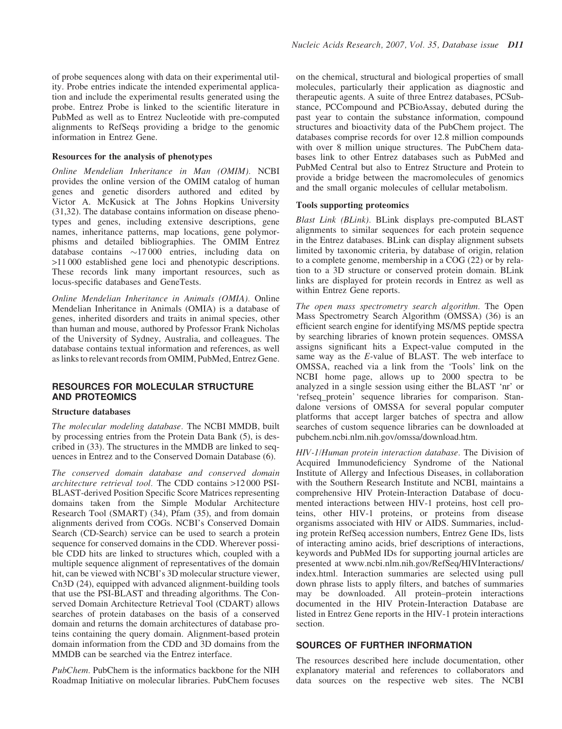of probe sequences along with data on their experimental utility. Probe entries indicate the intended experimental application and include the experimental results generated using the probe. Entrez Probe is linked to the scientific literature in PubMed as well as to Entrez Nucleotide with pre-computed alignments to RefSeqs providing a bridge to the genomic information in Entrez Gene.

### Resources for the analysis of phenotypes

*Online Mendelian Inheritance in Man (OMIM).* NCBI provides the online version of the OMIM catalog of human genes and genetic disorders authored and edited by Victor A. McKusick at The Johns Hopkins University (31,32). The database contains information on disease phenotypes and genes, including extensive descriptions, gene names, inheritance patterns, map locations, gene polymorphisms and detailed bibliographies. The OMIM Entrez database contains ~17 000 entries, including data on >11 000 established gene loci and phenotypic descriptions. These records link many important resources, such as locus-specific databases and GeneTests.

*Online Mendelian Inheritance in Animals (OMIA).* Online Mendelian Inheritance in Animals (OMIA) is a database of genes, inherited disorders and traits in animal species, other than human and mouse, authored by Professor Frank Nicholas of the University of Sydney, Australia, and colleagues. The database contains textual information and references, as well as links to relevant records from OMIM, PubMed, Entrez Gene.

## RESOURCES FOR MOLECULAR STRUCTURE AND PROTEOMICS

### Structure databases

*The molecular modeling database.* The NCBI MMDB, built by processing entries from the Protein Data Bank (5), is described in (33). The structures in the MMDB are linked to sequences in Entrez and to the Conserved Domain Database (6).

*The conserved domain database and conserved domain architecture retrieval tool.* The CDD contains >12 000 PSI-BLAST-derived Position Specific Score Matrices representing domains taken from the Simple Modular Architecture Research Tool (SMART) (34), Pfam (35), and from domain alignments derived from COGs. NCBI's Conserved Domain Search (CD-Search) service can be used to search a protein sequence for conserved domains in the CDD. Wherever possible CDD hits are linked to structures which, coupled with a multiple sequence alignment of representatives of the domain hit, can be viewed with NCBI's 3D molecular structure viewer, Cn3D (24), equipped with advanced alignment-building tools that use the PSI-BLAST and threading algorithms. The Conserved Domain Architecture Retrieval Tool (CDART) allows searches of protein databases on the basis of a conserved domain and returns the domain architectures of database proteins containing the query domain. Alignment-based protein domain information from the CDD and 3D domains from the MMDB can be searched via the Entrez interface.

*PubChem.* PubChem is the informatics backbone for the NIH Roadmap Initiative on molecular libraries. PubChem focuses on the chemical, structural and biological properties of small molecules, particularly their application as diagnostic and therapeutic agents. A suite of three Entrez databases, PCSubstance, PCCompound and PCBioAssay, debuted during the past year to contain the substance information, compound structures and bioactivity data of the PubChem project. The databases comprise records for over 12.8 million compounds with over 8 million unique structures. The PubChem databases link to other Entrez databases such as PubMed and PubMed Central but also to Entrez Structure and Protein to provide a bridge between the macromolecules of genomics and the small organic molecules of cellular metabolism.

### Tools supporting proteomics

*Blast Link (BLink).* BLink displays pre-computed BLAST alignments to similar sequences for each protein sequence in the Entrez databases. BLink can display alignment subsets limited by taxonomic criteria, by database of origin, relation to a complete genome, membership in a COG (22) or by relation to a 3D structure or conserved protein domain. BLink links are displayed for protein records in Entrez as well as within Entrez Gene reports.

*The open mass spectrometry search algorithm.* The Open Mass Spectrometry Search Algorithm (OMSSA) (36) is an efficient search engine for identifying MS/MS peptide spectra by searching libraries of known protein sequences. OMSSA assigns significant hits a Expect-value computed in the same way as the *E*-value of BLAST. The web interface to OMSSA, reached via a link from the 'Tools' link on the NCBI home page, allows up to 2000 spectra to be analyzed in a single session using either the BLAST 'nr' or 'refseq_protein' sequence libraries for comparison. Standalone versions of OMSSA for several popular computer platforms that accept larger batches of spectra and allow searches of custom sequence libraries can be downloaded at pubchem.ncbi.nlm.nih.gov/omssa/download.htm.

*HIV-1/Human protein interaction database.* The Division of Acquired Immunodeficiency Syndrome of the National Institute of Allergy and Infectious Diseases, in collaboration with the Southern Research Institute and NCBI, maintains a comprehensive HIV Protein-Interaction Database of documented interactions between HIV-1 proteins, host cell proteins, other HIV-1 proteins, or proteins from disease organisms associated with HIV or AIDS. Summaries, including protein RefSeq accession numbers, Entrez Gene IDs, lists of interacting amino acids, brief descriptions of interactions, keywords and PubMed IDs for supporting journal articles are presented at www.ncbi.nlm.nih.gov/RefSeq/HIVInteractions/index.html. Interaction summaries are selected using pull down phrase lists to apply filters, and batches of summaries may be downloaded. All protein–protein interactions documented in the HIV Protein-Interaction Database are listed in Entrez Gene reports in the HIV-1 protein interactions section.

## SOURCES OF FURTHER INFORMATION

The resources described here include documentation, other explanatory material and references to collaborators and data sources on the respective web sites. The NCBI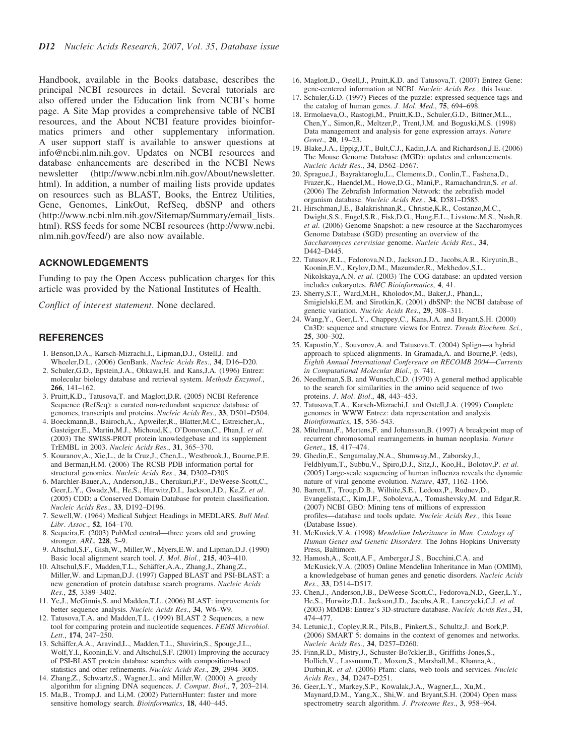Handbook, available in the Books database, describes the principal NCBI resources in detail. Several tutorials are also offered under the Education link from NCBI's home page. A Site Map provides a comprehensive table of NCBI resources, and the About NCBI feature provides bioinformatics primers and other supplementary information. A user support staff is available to answer questions at info@ncbi.nlm.nih.gov. Updates on NCBI resources and database enhancements are described in the NCBI News newsletter (http://www.ncbi.nlm.nih.gov/About/newsletter.html). In addition, a number of mailing lists provide updates on resources such as BLAST, Books, the Entrez Utilities, Gene, Genomes, LinkOut, RefSeq, dbSNP and others (http://www.ncbi.nlm.nih.gov/Sitemap/Summary/email_lists.html). RSS feeds for some NCBI resources (http://www.ncbi.nlm.nih.gov/feed/) are also now available.

## ACKNOWLEDGEMENTS

Funding to pay the Open Access publication charges for this article was provided by the National Institutes of Health.

*Conflict of interest statement*. None declared.

## REFERENCES

1. Benson,D.A., Karsch-Mizrachi,I., Lipman,D.J., Ostell,J. and Wheeler,D.L. (2006) GenBank. *Nucleic Acids Res*., **34**, D16–D20.
2. Schuler,G.D., Epstein,J.A., Ohkawa,H. and Kans,J.A. (1996) Entrez: molecular biology database and retrieval system. *Methods Enzymol*., **266**, 141–162.
3. Pruitt,K.D., Tatusova,T. and Maglott,D.R. (2005) NCBI Reference Sequence (RefSeq): a curated non-redundant sequence database of genomes, transcripts and proteins. *Nucleic Acids Res*., **33**, D501–D504.
4. Boeckmann,B., Bairoch,A., Apweiler,R., Blatter,M.C., Estreicher,A., Gasteiger,E., Martin,M.J., Michoud,K., O'Donovan,C., Phan,I. *et al*. (2003) The SWISS-PROT protein knowledgebase and its supplement TrEMBL in 2003. *Nucleic Acids Res*., **31**, 365–370.
5. Kouranov,A., Xie,L., de la Cruz,J., Chen,L., Westbrook,J., Bourne,P.E. and Berman,H.M. (2006) The RCSB PDB information portal for structural genomics. *Nucleic Acids Res*., **34**, D302–D305.
6. Marchler-Bauer,A., Anderson,J.B., Cherukuri,P.F., DeWeese-Scott,C., Geer,L.Y., Gwadz,M., He,S., Hurwitz,D.I., Jackson,J.D., Ke,Z. *et al*. (2005) CDD: a Conserved Domain Database for protein classification. *Nucleic Acids Res*., **33**, D192–D196.
7. Sewell,W. (1964) Medical Subject Headings in MEDLARS. *Bull Med. Libr. Assoc*., **52**, 164–170.
8. Sequeira,E. (2003) PubMed central—three years old and growing stronger. *ARL*, **228**, 5–9.
9. Altschul,S.F., Gish,W., Miller,W., Myers,E.W. and Lipman,D.J. (1990) Basic local alignment search tool. *J. Mol. Biol*., **215**, 403–410.
10. Altschul,S.F., Madden,T.L., Schäffer,A.A., Zhang,J., Zhang,Z., Miller,W. and Lipman,D.J. (1997) Gapped BLAST and PSI-BLAST: a new generation of protein database search programs. *Nucleic Acids Res*., **25**, 3389–3402.
11. Ye,J., McGinnis,S. and Madden,T.L. (2006) BLAST: improvements for better sequence analysis. *Nucleic Acids Res*., **34**, W6–W9.
12. Tatusova,T.A. and Madden,T.L. (1999) BLAST 2 Sequences, a new tool for comparing protein and nucleotide sequences. *FEMS Microbiol. Lett*., **174**, 247–250.
13. Schäffer,A.A., Aravind,L., Madden,T.L., Shavirin,S., Spouge,J.L., Wolf,Y.I., Koonin,E.V. and Altschul,S.F. (2001) Improving the accuracy of PSI-BLAST protein database searches with composition-based statistics and other refinements. *Nucleic Acids Res*., **29**, 2994–3005.
14. Zhang,Z., Schwartz,S., Wagner,L. and Miller,W. (2000) A greedy algorithm for aligning DNA sequences. *J. Comput. Biol*., **7**, 203–214.
15. Ma,B., Tromp,J. and Li,M. (2002) PatternHunter: faster and more sensitive homology search. *Bioinformatics*, **18**, 440–445.
16. Maglott,D., Ostell,J., Pruitt,K.D. and Tatusova,T. (2007) Entrez Gene: gene-centered information at NCBI. *Nucleic Acids Res.*, this Issue.
17. Schuler,G.D. (1997) Pieces of the puzzle: expressed sequence tags and the catalog of human genes. *J. Mol. Med*., **75**, 694–698.
18. Ermolaeva,O., Rastogi,M., Pruitt,K.D., Schuler,G.D., Bittner,M.L., Chen,Y., Simon,R., Meltzer,P., Trent,J.M. and Boguski,M.S. (1998) Data management and analysis for gene expression arrays. *Nature Genet*., **20**, 19–23.
19. Blake,J.A., Eppig,J.T., Bult,C.J., Kadin,J.A. and Richardson,J.E. (2006) The Mouse Genome Database (MGD): updates and enhancements. *Nucleic Acids Res*., **34**, D562–D567.
20. Sprague,J., Bayraktaroglu,L., Clements,D., Conlin,T., Fashena,D., Frazer,K., Haendel,M., Howe,D.G., Mani,P., Ramachandran,S. *et al*. (2006) The Zebrafish Information Network: the zebrafish model organism database. *Nucleic Acids Res*., **34**, D581–D585.
21. Hirschman,J.E., Balakrishnan,R., Christie,K.R., Costanzo,M.C., Dwight,S.S., Engel,S.R., Fisk,D.G., Hong,E.L., Livstone,M.S., Nash,R. *et al*. (2006) Genome Snapshot: a new resource at the Saccharomyces Genome Database (SGD) presenting an overview of the *Saccharomyces cerevisiae* genome. *Nucleic Acids Res*., **34**, D442–D445.
22. Tatusov,R.L., Fedorova,N.D., Jackson,J.D., Jacobs,A.R., Kiryutin,B., Koonin,E.V., Krylov,D.M., Mazumder,R., Mekhedov,S.L., Nikolskaya,A.N. *et al*. (2003) The COG database: an updated version includes eukaryotes. *BMC Bioinformatics*, **4**, 41.
23. Sherry,S.T., Ward,M.H., Kholodov,M., Baker,J., Phan,L., Smigielski,E.M. and Sirotkin,K. (2001) dbSNP: the NCBI database of genetic variation. *Nucleic Acids Res*., **29**, 308–311.
24. Wang,Y., Geer,L.Y., Chappey,C., Kans,J.A. and Bryant,S.H. (2000) Cn3D: sequence and structure views for Entrez. *Trends Biochem. Sci*., **25**, 300–302.
25. Kapustin,Y., Souvorov,A. and Tatusova,T. (2004) Splign—a hybrid approach to spliced alignments. In Gramada,A. and Bourne,P. (eds), *Eighth Annual International Conference on RECOMB 2004—Currents in Computational Molecular Biol.,* p. 741.
26. Needleman,S.B. and Wunsch,C.D. (1970) A general method applicable to the search for similarities in the amino acid sequence of two proteins. *J. Mol. Biol*., **48**, 443–453.
27. Tatusova,T.A., Karsch-Mizrachi,I. and Ostell,J.A. (1999) Complete genomes in WWW Entrez: data representation and analysis. *Bioinformatics*, **15**, 536–543.
28. Mitelman,F., Mertens,F. and Johansson,B. (1997) A breakpoint map of recurrent chromosomal rearrangements in human neoplasia. *Nature Genet*., **15**, 417–474.
29. Ghedin,E., Sengamalay,N.A., Shumway,M., Zaborsky,J., Feldblyum,T., Subbu,V., Spiro,D.J., Sitz,J., Koo,H., Bolotov,P. *et al*. (2005) Large-scale sequencing of human influenza reveals the dynamic nature of viral genome evolution. *Nature*, **437**, 1162–1166.
30. Barrett,T., Troup,D.B., Wilhite,S.E., Ledoux,P., Rudnev,D., Evangelista,C., Kim,I.F., Soboleva,A., Tomashevsky,M. and Edgar,R. (2007) NCBI GEO: Mining tens of millions of expression profiles—database and tools update. *Nucleic Acids Res.*, this Issue (Database Issue).
31. McKusick,V.A. (1998) *Mendelian Inheritance in Man. Catalogs of Human Genes and Genetic Disorders*. The Johns Hopkins University Press, Baltimore.
32. Hamosh,A., Scott,A.F., Amberger,J.S., Bocchini,C.A. and McKusick,V.A. (2005) Online Mendelian Inheritance in Man (OMIM), a knowledgebase of human genes and genetic disorders. *Nucleic Acids Res*., **33**, D514–D517.
33. Chen,J., Anderson,J.B., DeWeese-Scott,C., Fedorova,N.D., Geer,L.Y., He,S., Hurwitz,D.I., Jackson,J.D., Jacobs,A.R., Lanczycki,C.J. *et al*. (2003) MMDB: Entrez's 3D-structure database. *Nucleic Acids Res*., **31**, 474–477.
34. Letunic,I., Copley,R.R., Pils,B., Pinkert,S., Schultz,J. and Bork,P. (2006) SMART 5: domains in the context of genomes and networks. *Nucleic Acids Res*., **34**, D257–D260.
35. Finn,R.D., Mistry,J., Schuster-Bo?ckler,B., Griffiths-Jones,S., Hollich,V., Lassmann,T., Moxon,S., Marshall,M., Khanna,A., Durbin,R. *et al*. (2006) Pfam: clans, web tools and services. *Nucleic Acids Res*., **34**, D247–D251.
36. Geer,L.Y., Markey,S.P., Kowalak,J.A., Wagner,L., Xu,M., Maynard,D.M., Yang,X., Shi,W. and Bryant,S.H. (2004) Open mass spectrometry search algorithm. *J. Proteome Res*., **3**, 958–964.